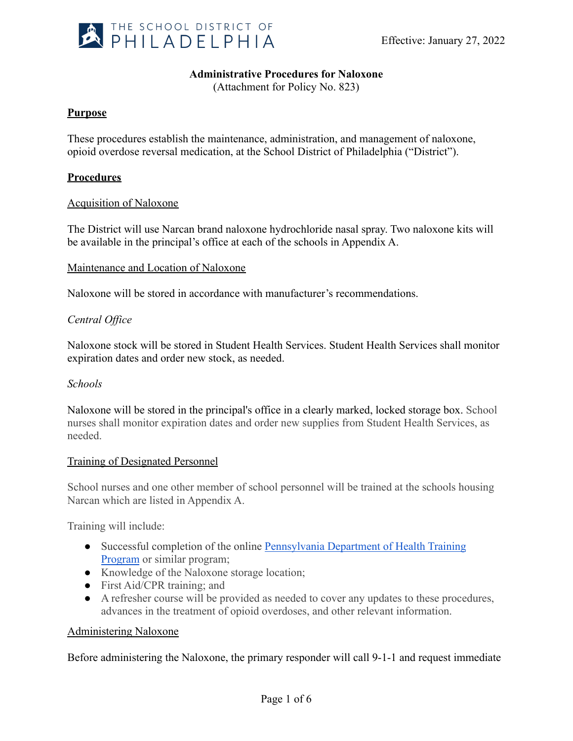Effective: January 27, 2022

# Administrative Procedures for Naloxone

(Attachment for Policy No. 823)

## Purpose

These procedures establish the maintenance, administration, and management of naloxone, opioid overdose reversal medication, at the School District of Philadelphia ("District").

## Procedures

### Acquisition of Naloxone

The District will use Narcan brand naloxone hydrochloride nasal spray. Two naloxone kits will be available in the principal's office at each of the schools in Appendix A.

### Maintenance and Location of Naloxone

Naloxone will be stored in accordance with manufacturer's recommendations.

*Central Office*

Naloxone stock will be stored in Student Health Services. Student Health Services shall monitor expiration dates and order new stock, as needed.

*Schools*

Naloxone will be stored in the principal's office in a clearly marked, locked storage box. School nurses shall monitor expiration dates and order new supplies from Student Health Services, as needed.

### Training of Designated Personnel

School nurses and one other member of school personnel will be trained at the schools housing Narcan which are listed in Appendix A.

Training will include:

- Successful completion of the online [Pennsylvania Department of Health Training Program]() or similar program;
- Knowledge of the Naloxone storage location;
- First Aid/CPR training; and
- A refresher course will be provided as needed to cover any updates to these procedures, advances in the treatment of opioid overdoses, and other relevant information.

### Administering Naloxone

Before administering the Naloxone, the primary responder will call 9-1-1 and request immediate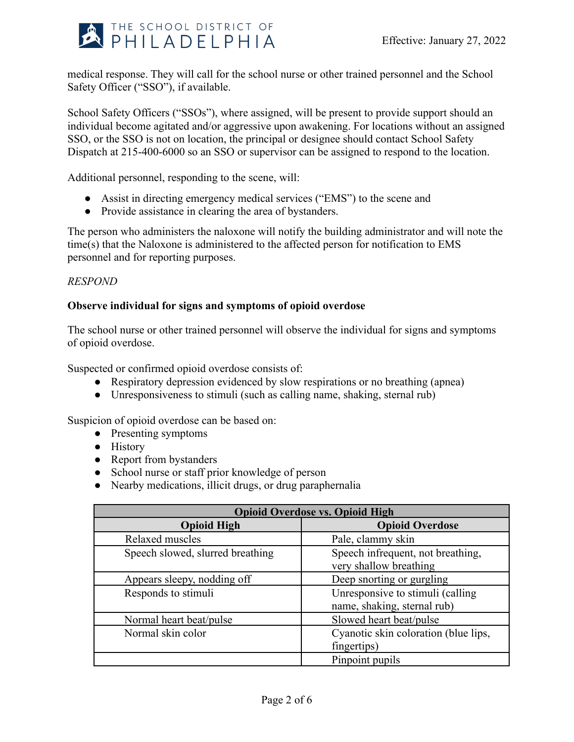medical response. They will call for the school nurse or other trained personnel and the School Safety Officer ("SSO"), if available.

School Safety Officers ("SSOs"), where assigned, will be present to provide support should an individual become agitated and/or aggressive upon awakening. For locations without an assigned SSO, or the SSO is not on location, the principal or designee should contact School Safety Dispatch at 215-400-6000 so an SSO or supervisor can be assigned to respond to the location.

Additional personnel, responding to the scene, will:

- Assist in directing emergency medical services ("EMS") to the scene and
- Provide assistance in clearing the area of bystanders.

The person who administers the naloxone will notify the building administrator and will note the time(s) that the Naloxone is administered to the affected person for notification to EMS personnel and for reporting purposes.

*RESPOND*

**Observe individual for signs and symptoms of opioid overdose**

The school nurse or other trained personnel will observe the individual for signs and symptoms of opioid overdose.

Suspected or confirmed opioid overdose consists of:

- Respiratory depression evidenced by slow respirations or no breathing (apnea)
- Unresponsiveness to stimuli (such as calling name, shaking, sternal rub)

Suspicion of opioid overdose can be based on:

- Presenting symptoms
- History
- Report from bystanders
- School nurse or staff prior knowledge of person
- Nearby medications, illicit drugs, or drug paraphernalia

| **Opioid Overdose vs. Opioid High** | |
|---|---|
| **Opioid High** | **Opioid Overdose** |
| Relaxed muscles | Pale, clammy skin |
| Speech slowed, slurred breathing | Speech infrequent, not breathing, very shallow breathing |
| Appears sleepy, nodding off | Deep snorting or gurgling |
| Responds to stimuli | Unresponsive to stimuli (calling name, shaking, sternal rub) |
| Normal heart beat/pulse | Slowed heart beat/pulse |
| Normal skin color | Cyanotic skin coloration (blue lips, fingertips) |
| | Pinpoint pupils |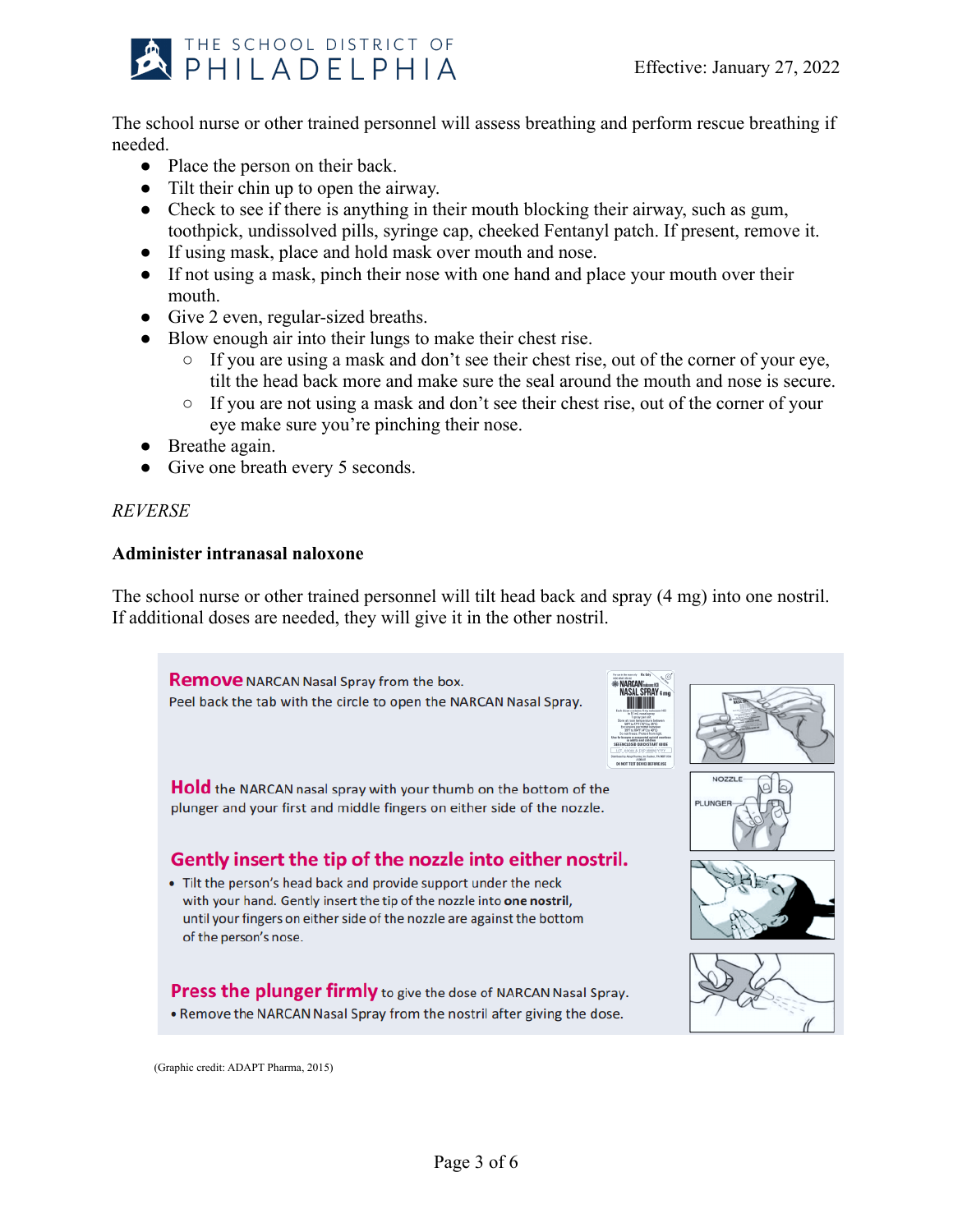The school nurse or other trained personnel will assess breathing and perform rescue breathing if needed.

- Place the person on their back.
- Tilt their chin up to open the airway.
- Check to see if there is anything in their mouth blocking their airway, such as gum, toothpick, undissolved pills, syringe cap, cheeked Fentanyl patch. If present, remove it.
- If using mask, place and hold mask over mouth and nose.
- If not using a mask, pinch their nose with one hand and place your mouth over their mouth.
- Give 2 even, regular-sized breaths.
- Blow enough air into their lungs to make their chest rise.
  - If you are using a mask and don't see their chest rise, out of the corner of your eye, tilt the head back more and make sure the seal around the mouth and nose is secure.
  - If you are not using a mask and don't see their chest rise, out of the corner of your eye make sure you're pinching their nose.
- Breathe again.
- Give one breath every 5 seconds.

*REVERSE*

**Administer intranasal naloxone**

The school nurse or other trained personnel will tilt head back and spray (4 mg) into one nostril. If additional doses are needed, they will give it in the other nostril.

**Remove** NARCAN Nasal Spray from the box.
Peel back the tab with the circle to open the NARCAN Nasal Spray.

**Hold** the NARCAN nasal spray with your thumb on the bottom of the plunger and your first and middle fingers on either side of the nozzle.

**Gently insert the tip of the nozzle into either nostril.**

- Tilt the person's head back and provide support under the neck with your hand. Gently insert the tip of the nozzle into **one nostril**, until your fingers on either side of the nozzle are against the bottom of the person's nose.

**Press the plunger firmly** to give the dose of NARCAN Nasal Spray.

- Remove the NARCAN Nasal Spray from the nostril after giving the dose.

(Graphic credit: ADAPT Pharma, 2015)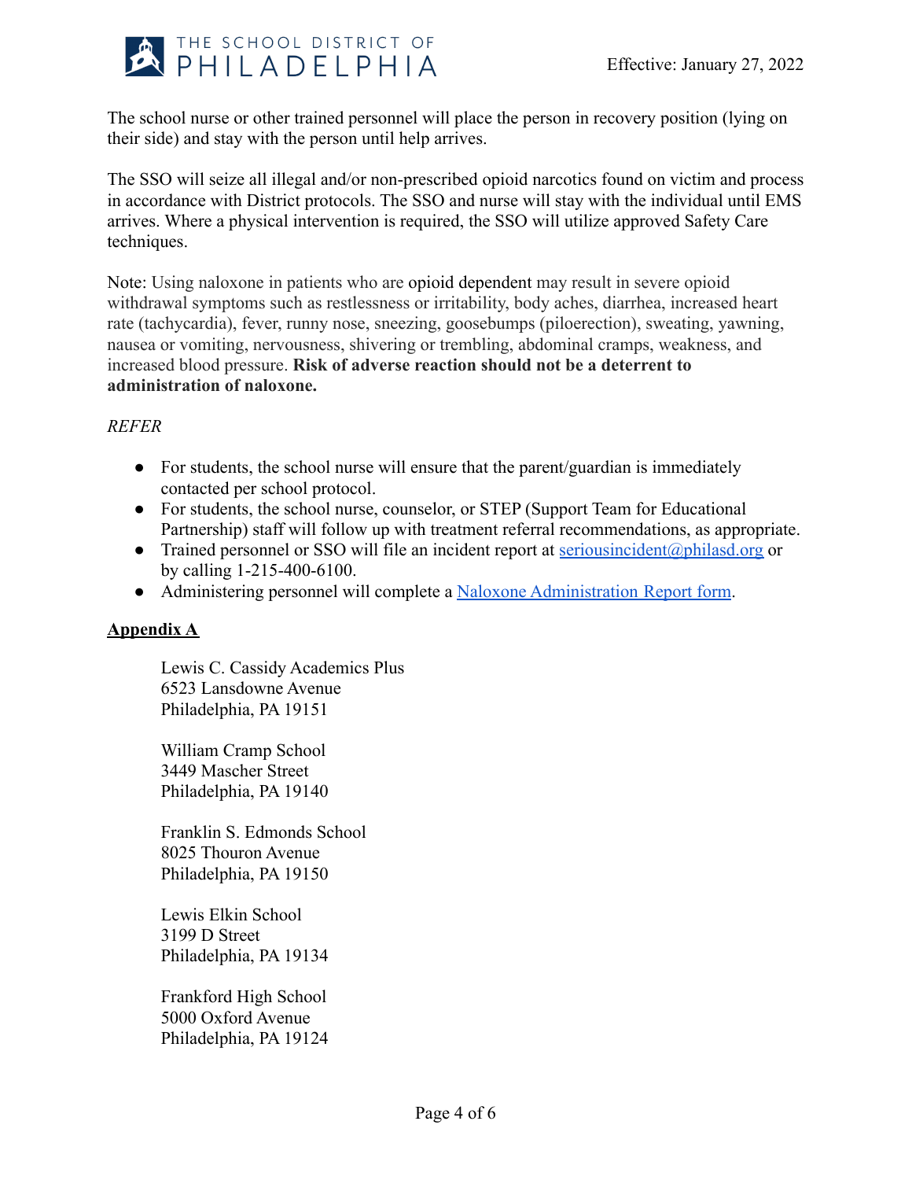The school nurse or other trained personnel will place the person in recovery position (lying on their side) and stay with the person until help arrives.

The SSO will seize all illegal and/or non-prescribed opioid narcotics found on victim and process in accordance with District protocols. The SSO and nurse will stay with the individual until EMS arrives. Where a physical intervention is required, the SSO will utilize approved Safety Care techniques.

Note: Using naloxone in patients who are opioid dependent may result in severe opioid withdrawal symptoms such as restlessness or irritability, body aches, diarrhea, increased heart rate (tachycardia), fever, runny nose, sneezing, goosebumps (piloerection), sweating, yawning, nausea or vomiting, nervousness, shivering or trembling, abdominal cramps, weakness, and increased blood pressure. **Risk of adverse reaction should not be a deterrent to administration of naloxone.**

*REFER*

- For students, the school nurse will ensure that the parent/guardian is immediately contacted per school protocol.
- For students, the school nurse, counselor, or STEP (Support Team for Educational Partnership) staff will follow up with treatment referral recommendations, as appropriate.
- Trained personnel or SSO will file an incident report at seriousincident@philasd.org or by calling 1-215-400-6100.
- Administering personnel will complete a Naloxone Administration Report form.

**Appendix A**

Lewis C. Cassidy Academics Plus
6523 Lansdowne Avenue
Philadelphia, PA 19151

William Cramp School
3449 Mascher Street
Philadelphia, PA 19140

Franklin S. Edmonds School
8025 Thouron Avenue
Philadelphia, PA 19150

Lewis Elkin School
3199 D Street
Philadelphia, PA 19134

Frankford High School
5000 Oxford Avenue
Philadelphia, PA 19124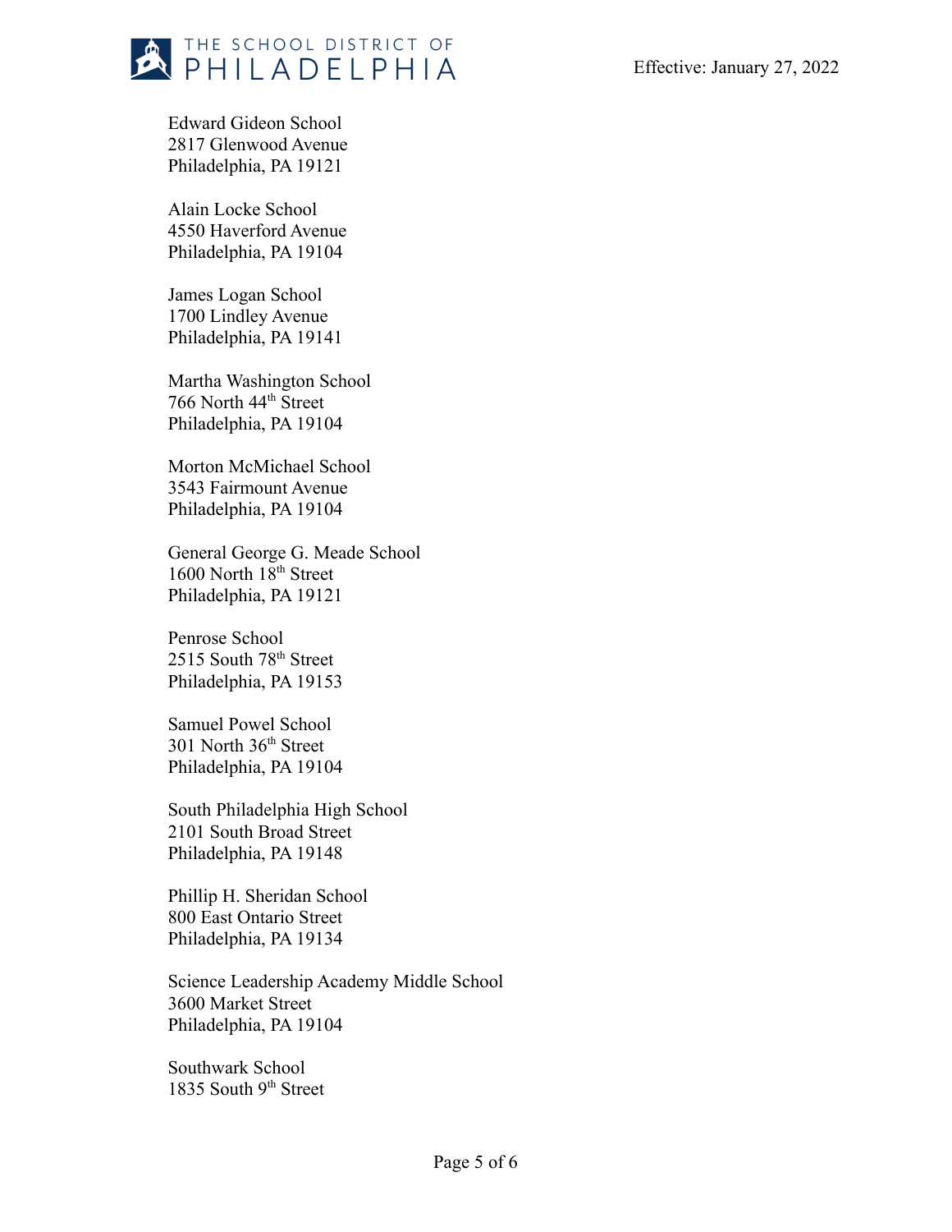Edward Gideon School
2817 Glenwood Avenue
Philadelphia, PA 19121

Alain Locke School
4550 Haverford Avenue
Philadelphia, PA 19104

James Logan School
1700 Lindley Avenue
Philadelphia, PA 19141

Martha Washington School
766 North 44th Street
Philadelphia, PA 19104

Morton McMichael School
3543 Fairmount Avenue
Philadelphia, PA 19104

General George G. Meade School
1600 North 18th Street
Philadelphia, PA 19121

Penrose School
2515 South 78th Street
Philadelphia, PA 19153

Samuel Powel School
301 North 36th Street
Philadelphia, PA 19104

South Philadelphia High School
2101 South Broad Street
Philadelphia, PA 19148

Phillip H. Sheridan School
800 East Ontario Street
Philadelphia, PA 19134

Science Leadership Academy Middle School
3600 Market Street
Philadelphia, PA 19104

Southwark School
1835 South 9th Street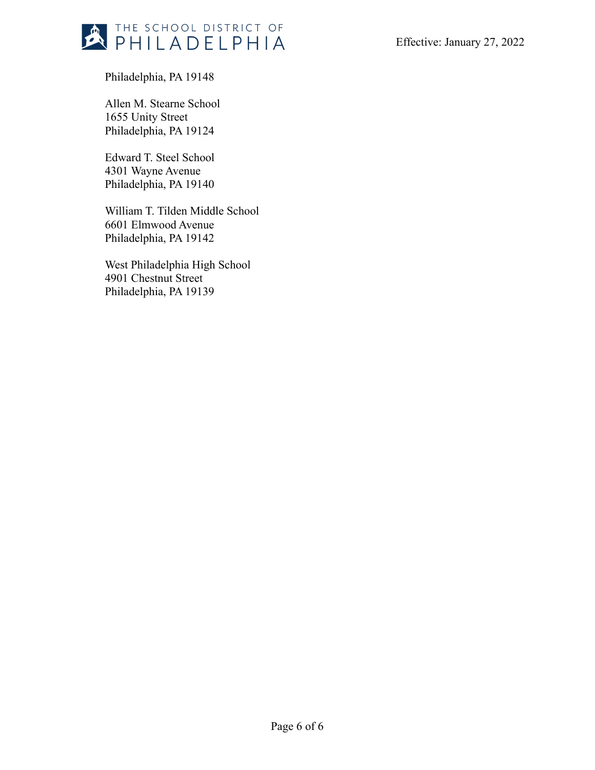Philadelphia, PA 19148

Allen M. Stearne School  
1655 Unity Street  
Philadelphia, PA 19124

Edward T. Steel School  
4301 Wayne Avenue  
Philadelphia, PA 19140

William T. Tilden Middle School  
6601 Elmwood Avenue  
Philadelphia, PA 19142

West Philadelphia High School  
4901 Chestnut Street  
Philadelphia, PA 19139